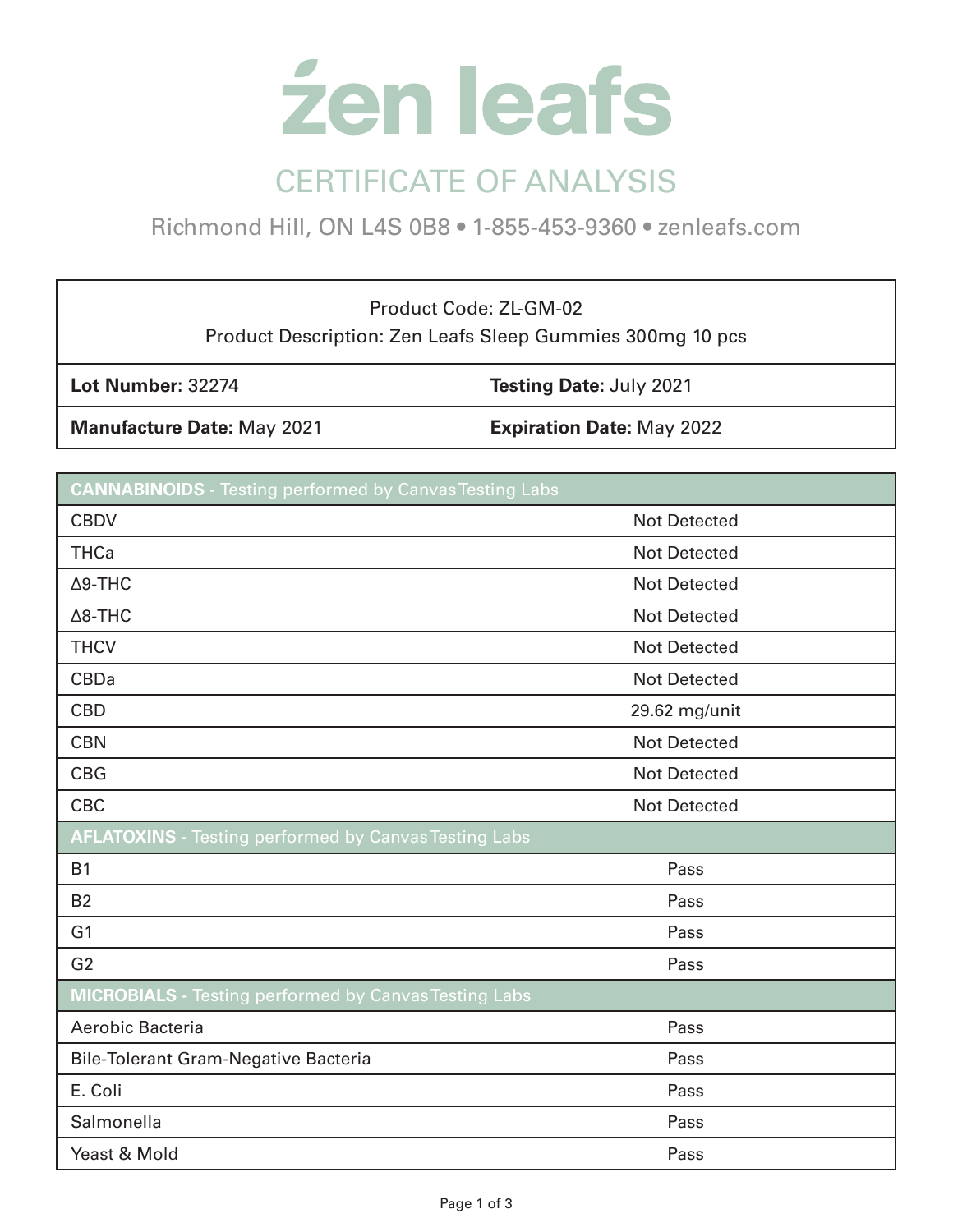# zen leafs

## CERTIFICATE OF ANALYSIS

Richmond Hill, ON L4S 0B8 • 1-855-453-9360 • zenleafs.com

| Product Code: ZL-GM-02<br>Product Description: Zen Leafs Sleep Gummies 300mg 10 pcs | |
|---|---|
| **Lot Number:** 32274 | **Testing Date:** July 2021 |
| **Manufacture Date:** May 2021 | **Expiration Date:** May 2022 |

| **CANNABINOIDS** - Testing performed by Canvas Testing Labs | |
|---|---|
| CBDV | Not Detected |
| THCa | Not Detected |
| Δ9-THC | Not Detected |
| Δ8-THC | Not Detected |
| THCV | Not Detected |
| CBDa | Not Detected |
| CBD | 29.62 mg/unit |
| CBN | Not Detected |
| CBG | Not Detected |
| CBC | Not Detected |
| **AFLATOXINS** - Testing performed by Canvas Testing Labs | |
| B1 | Pass |
| B2 | Pass |
| G1 | Pass |
| G2 | Pass |
| **MICROBIALS** - Testing performed by Canvas Testing Labs | |
| Aerobic Bacteria | Pass |
| Bile-Tolerant Gram-Negative Bacteria | Pass |
| E. Coli | Pass |
| Salmonella | Pass |
| Yeast & Mold | Pass |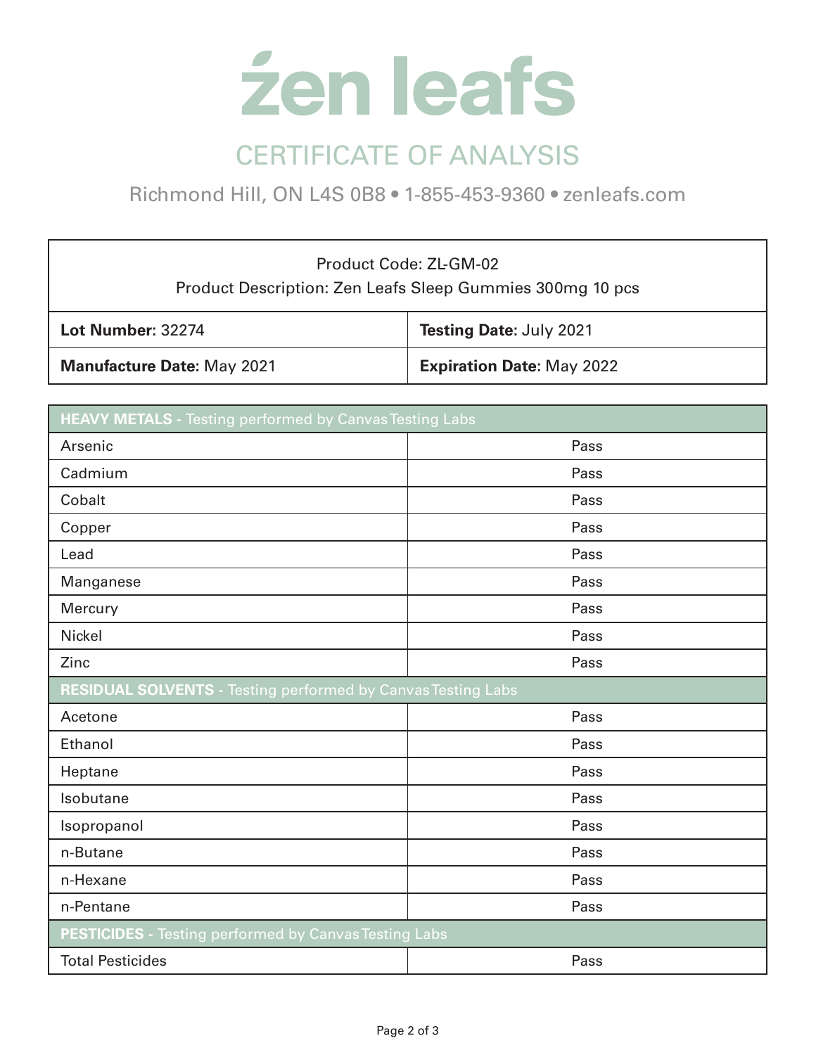# żen leafs

## CERTIFICATE OF ANALYSIS

Richmond Hill, ON L4S 0B8 • 1-855-453-9360 • zenleafs.com

| Product Code: ZL-GM-02<br>Product Description: Zen Leafs Sleep Gummies 300mg 10 pcs | |
|---|---|
| **Lot Number:** 32274 | **Testing Date:** July 2021 |
| **Manufacture Date:** May 2021 | **Expiration Date:** May 2022 |

| **HEAVY METALS** - Testing performed by Canvas Testing Labs | |
|---|---|
| Arsenic | Pass |
| Cadmium | Pass |
| Cobalt | Pass |
| Copper | Pass |
| Lead | Pass |
| Manganese | Pass |
| Mercury | Pass |
| Nickel | Pass |
| Zinc | Pass |
| **RESIDUAL SOLVENTS** - Testing performed by Canvas Testing Labs | |
| Acetone | Pass |
| Ethanol | Pass |
| Heptane | Pass |
| Isobutane | Pass |
| Isopropanol | Pass |
| n-Butane | Pass |
| n-Hexane | Pass |
| n-Pentane | Pass |
| **PESTICIDES** - Testing performed by Canvas Testing Labs | |
| Total Pesticides | Pass |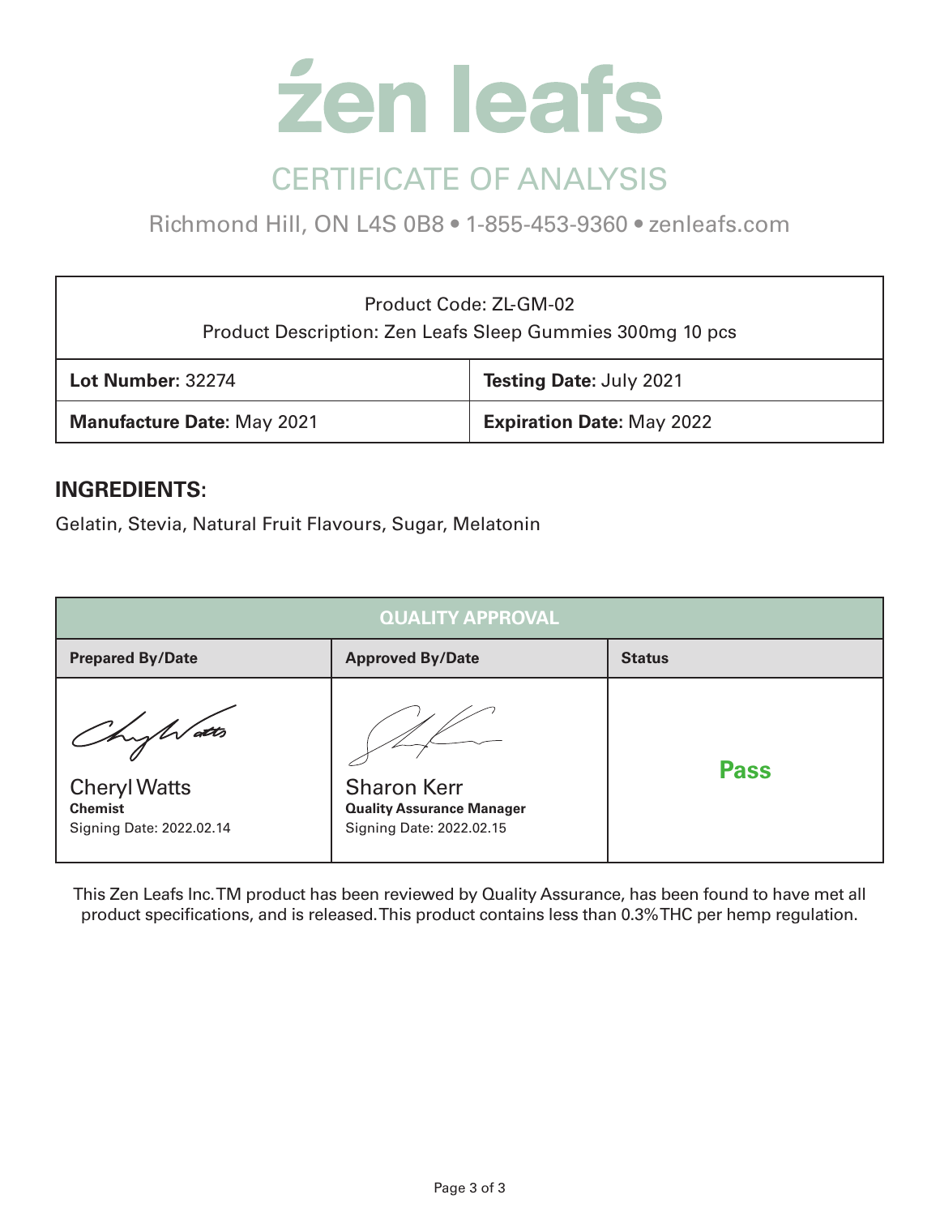# źen leafs

## CERTIFICATE OF ANALYSIS

Richmond Hill, ON L4S 0B8 • 1-855-453-9360 • zenleafs.com

| Product Code: ZL-GM-02<br>Product Description: Zen Leafs Sleep Gummies 300mg 10 pcs | |
|---|---|
| **Lot Number**: 32274 | **Testing Date**: July 2021 |
| **Manufacture Date**: May 2021 | **Expiration Date**: May 2022 |

## INGREDIENTS:

Gelatin, Stevia, Natural Fruit Flavours, Sugar, Melatonin

| QUALITY APPROVAL | | |
|---|---|---|
| **Prepared By/Date** | **Approved By/Date** | **Status** |
| Cheryl Watts<br>**Chemist**<br>Signing Date: 2022.02.14 | Sharon Kerr<br>**Quality Assurance Manager**<br>Signing Date: 2022.02.15 | **Pass** |

This Zen Leafs Inc.TM product has been reviewed by Quality Assurance, has been found to have met all product specifications, and is released. This product contains less than 0.3% THC per hemp regulation.